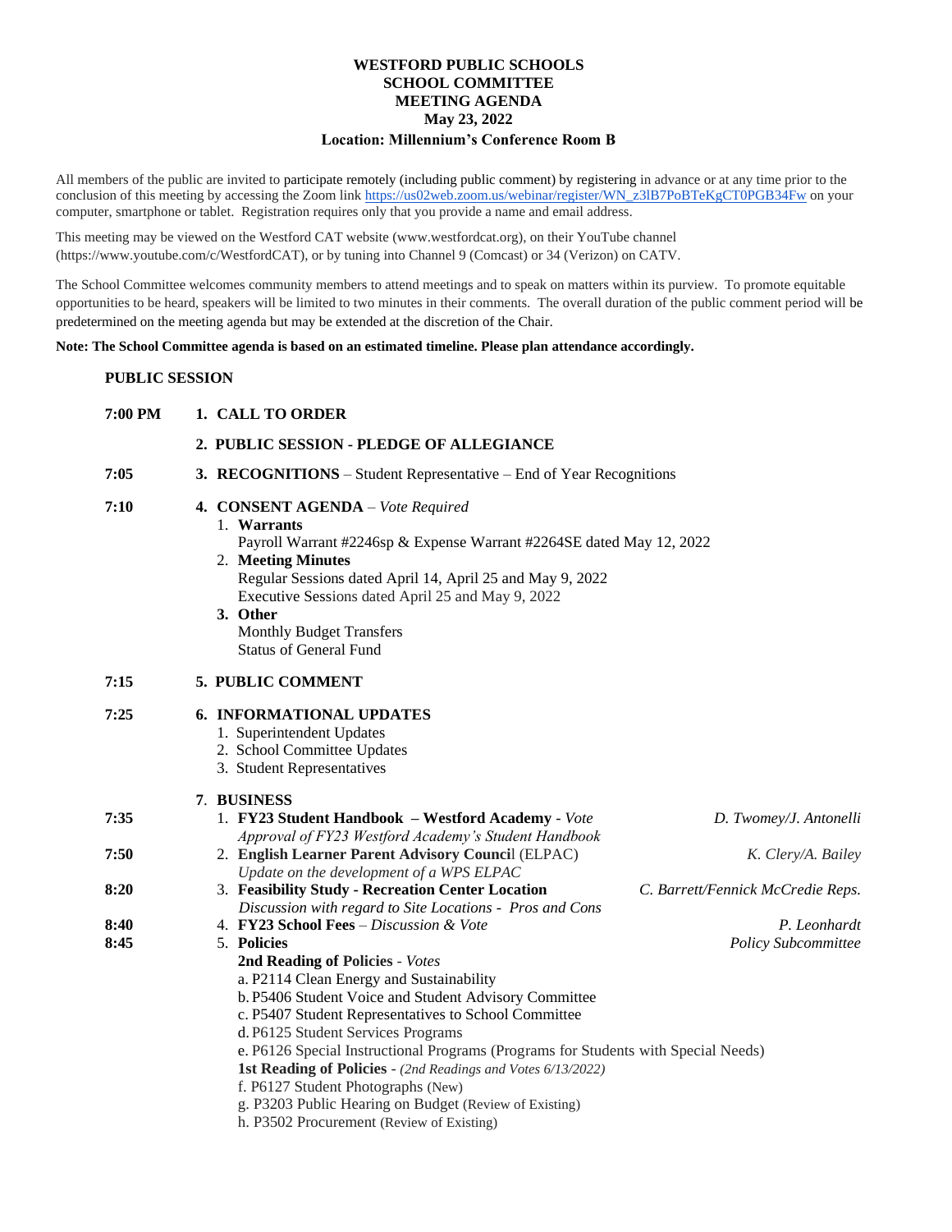# WESTFORD PUBLIC SCHOOLS
## SCHOOL COMMITTEE
## MEETING AGENDA
## May 23, 2022
## Location: Millennium's Conference Room B

All members of the public are invited to participate remotely (including public comment) by registering in advance or at any time prior to the conclusion of this meeting by accessing the Zoom link https://us02web.zoom.us/webinar/register/WN_z3lB7PoBTeKgCT0PGB34Fw on your computer, smartphone or tablet. Registration requires only that you provide a name and email address.

This meeting may be viewed on the Westford CAT website (www.westfordcat.org), on their YouTube channel (https://www.youtube.com/c/WestfordCAT), or by tuning into Channel 9 (Comcast) or 34 (Verizon) on CATV.

The School Committee welcomes community members to attend meetings and to speak on matters within its purview. To promote equitable opportunities to be heard, speakers will be limited to two minutes in their comments. The overall duration of the public comment period will be predetermined on the meeting agenda but may be extended at the discretion of the Chair.

**Note: The School Committee agenda is based on an estimated timeline. Please plan attendance accordingly.**

**PUBLIC SESSION**

**7:00 PM** **1. CALL TO ORDER**

**2. PUBLIC SESSION - PLEDGE OF ALLEGIANCE**

**7:05** **3. RECOGNITIONS** – Student Representative – End of Year Recognitions

**7:10** **4. CONSENT AGENDA** – *Vote Required*

1. **Warrants**
   Payroll Warrant #2246sp & Expense Warrant #2264SE dated May 12, 2022
2. **Meeting Minutes**
   Regular Sessions dated April 14, April 25 and May 9, 2022
   Executive Sessions dated April 25 and May 9, 2022
3. **Other**
   Monthly Budget Transfers
   Status of General Fund

**7:15** **5. PUBLIC COMMENT**

**7:25** **6. INFORMATIONAL UPDATES**

1. Superintendent Updates
2. School Committee Updates
3. Student Representatives

**7. BUSINESS**

**7:35** 1. **FY23 Student Handbook – Westford Academy** - *Vote* — *D. Twomey/J. Antonelli*
*Approval of FY23 Westford Academy's Student Handbook*

**7:50** 2. **English Learner Parent Advisory Council** (ELPAC) — *K. Clery/A. Bailey*
*Update on the development of a WPS ELPAC*

**8:20** 3. **Feasibility Study - Recreation Center Location** — *C. Barrett/Fennick McCredie Reps.*
*Discussion with regard to Site Locations - Pros and Cons*

**8:40** 4. **FY23 School Fees** – *Discussion & Vote* — *P. Leonhardt*

**8:45** 5. **Policies** — *Policy Subcommittee*

**2nd Reading of Policies** - *Votes*
a. P2114 Clean Energy and Sustainability
b. P5406 Student Voice and Student Advisory Committee
c. P5407 Student Representatives to School Committee
d. P6125 Student Services Programs
e. P6126 Special Instructional Programs (Programs for Students with Special Needs)

**1st Reading of Policies** - *(2nd Readings and Votes 6/13/2022)*
f. P6127 Student Photographs (New)
g. P3203 Public Hearing on Budget (Review of Existing)
h. P3502 Procurement (Review of Existing)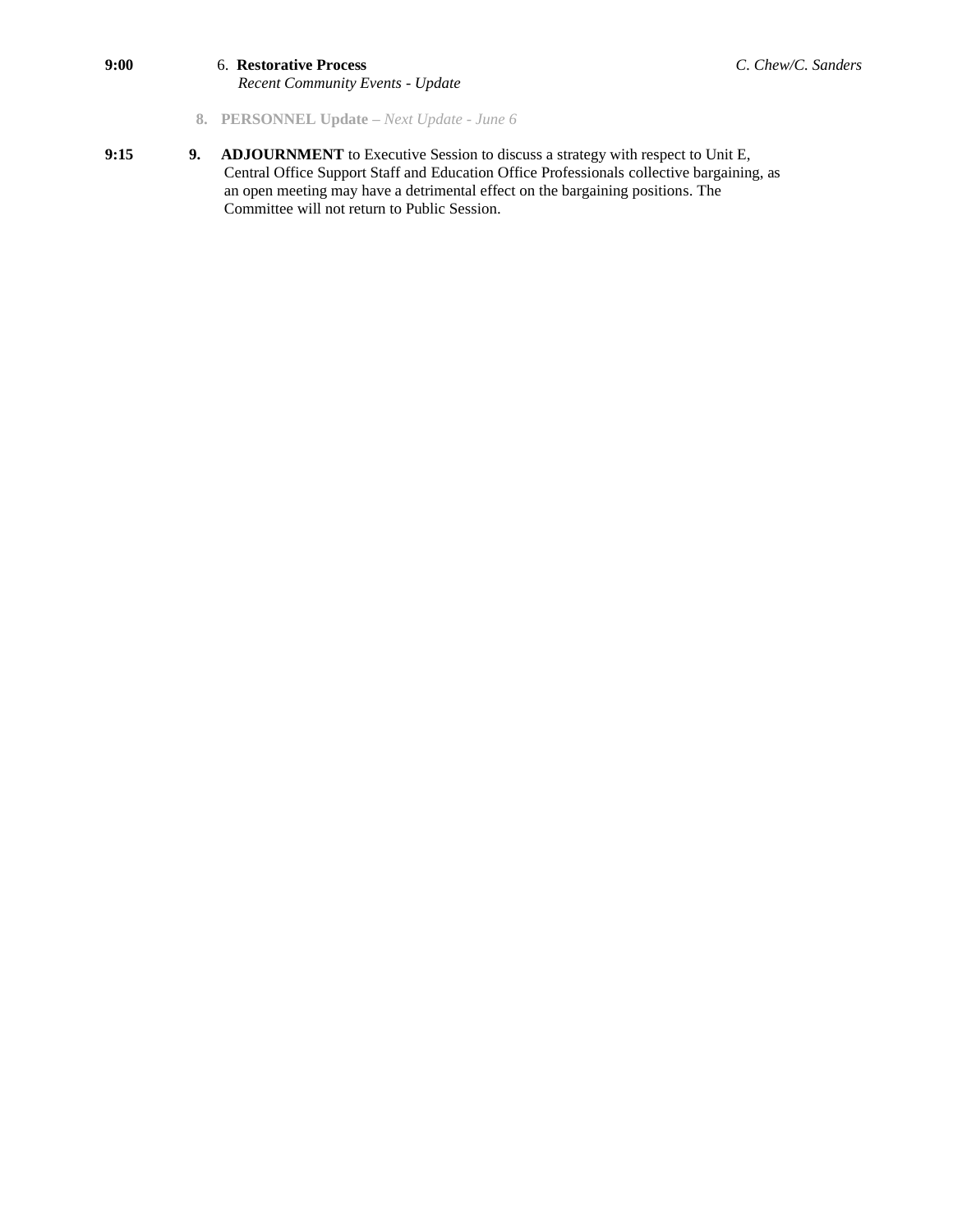**9:00** 6. **Restorative Process** *C. Chew/C. Sanders*

*Recent Community Events - Update*

8. **PERSONNEL Update** – *Next Update - June 6*

**9:15** **9. ADJOURNMENT** to Executive Session to discuss a strategy with respect to Unit E, Central Office Support Staff and Education Office Professionals collective bargaining, as an open meeting may have a detrimental effect on the bargaining positions. The Committee will not return to Public Session.